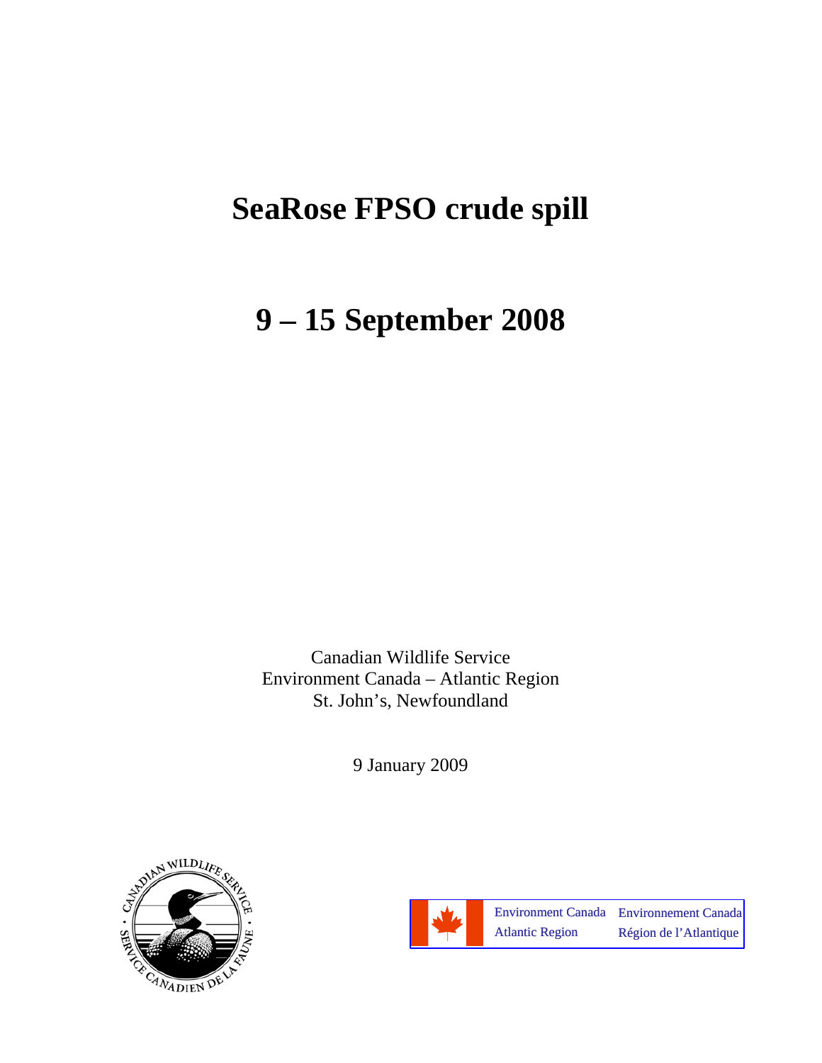# SeaRose FPSO crude spill

# 9 – 15 September 2008

Canadian Wildlife Service
Environment Canada – Atlantic Region
St. John's, Newfoundland

9 January 2009

Environment Canada Atlantic Region | Environnement Canada Région de l'Atlantique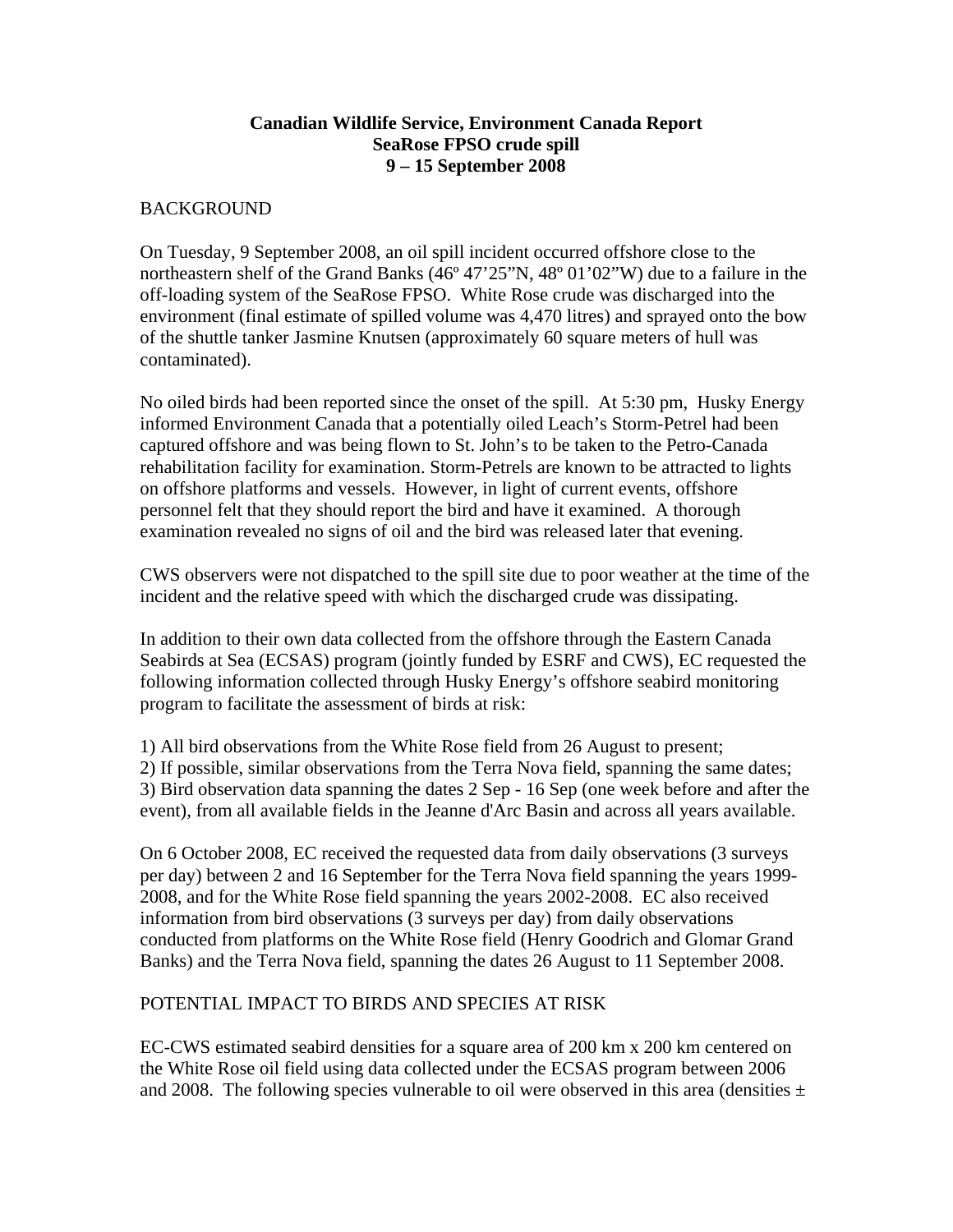**Canadian Wildlife Service, Environment Canada Report**
**SeaRose FPSO crude spill**
**9 – 15 September 2008**

BACKGROUND

On Tuesday, 9 September 2008, an oil spill incident occurred offshore close to the northeastern shelf of the Grand Banks (46º 47’25”N, 48º 01’02”W) due to a failure in the off-loading system of the SeaRose FPSO. White Rose crude was discharged into the environment (final estimate of spilled volume was 4,470 litres) and sprayed onto the bow of the shuttle tanker Jasmine Knutsen (approximately 60 square meters of hull was contaminated).

No oiled birds had been reported since the onset of the spill. At 5:30 pm, Husky Energy informed Environment Canada that a potentially oiled Leach’s Storm-Petrel had been captured offshore and was being flown to St. John’s to be taken to the Petro-Canada rehabilitation facility for examination. Storm-Petrels are known to be attracted to lights on offshore platforms and vessels. However, in light of current events, offshore personnel felt that they should report the bird and have it examined. A thorough examination revealed no signs of oil and the bird was released later that evening.

CWS observers were not dispatched to the spill site due to poor weather at the time of the incident and the relative speed with which the discharged crude was dissipating.

In addition to their own data collected from the offshore through the Eastern Canada Seabirds at Sea (ECSAS) program (jointly funded by ESRF and CWS), EC requested the following information collected through Husky Energy’s offshore seabird monitoring program to facilitate the assessment of birds at risk:

1) All bird observations from the White Rose field from 26 August to present;
2) If possible, similar observations from the Terra Nova field, spanning the same dates;
3) Bird observation data spanning the dates 2 Sep - 16 Sep (one week before and after the event), from all available fields in the Jeanne d'Arc Basin and across all years available.

On 6 October 2008, EC received the requested data from daily observations (3 surveys per day) between 2 and 16 September for the Terra Nova field spanning the years 1999-2008, and for the White Rose field spanning the years 2002-2008. EC also received information from bird observations (3 surveys per day) from daily observations conducted from platforms on the White Rose field (Henry Goodrich and Glomar Grand Banks) and the Terra Nova field, spanning the dates 26 August to 11 September 2008.

POTENTIAL IMPACT TO BIRDS AND SPECIES AT RISK

EC-CWS estimated seabird densities for a square area of 200 km x 200 km centered on the White Rose oil field using data collected under the ECSAS program between 2006 and 2008. The following species vulnerable to oil were observed in this area (densities ±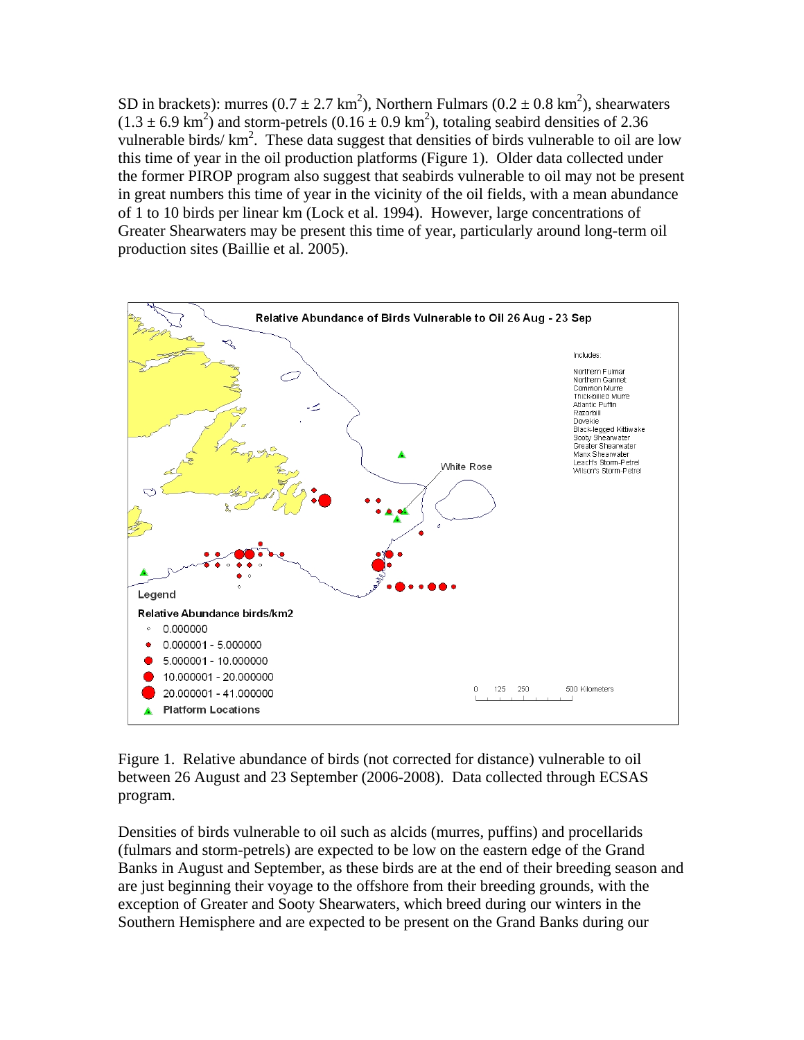SD in brackets): murres ($0.7 \pm 2.7$ km$^2$), Northern Fulmars ($0.2 \pm 0.8$ km$^2$), shearwaters ($1.3 \pm 6.9$ km$^2$) and storm-petrels ($0.16 \pm 0.9$ km$^2$), totaling seabird densities of 2.36 vulnerable birds/ km$^2$. These data suggest that densities of birds vulnerable to oil are low this time of year in the oil production platforms (Figure 1). Older data collected under the former PIROP program also suggest that seabirds vulnerable to oil may not be present in great numbers this time of year in the vicinity of the oil fields, with a mean abundance of 1 to 10 birds per linear km (Lock et al. 1994). However, large concentrations of Greater Shearwaters may be present this time of year, particularly around long-term oil production sites (Baillie et al. 2005).

Figure 1. Relative abundance of birds (not corrected for distance) vulnerable to oil between 26 August and 23 September (2006-2008). Data collected through ECSAS program.

Densities of birds vulnerable to oil such as alcids (murres, puffins) and procellarids (fulmars and storm-petrels) are expected to be low on the eastern edge of the Grand Banks in August and September, as these birds are at the end of their breeding season and are just beginning their voyage to the offshore from their breeding grounds, with the exception of Greater and Sooty Shearwaters, which breed during our winters in the Southern Hemisphere and are expected to be present on the Grand Banks during our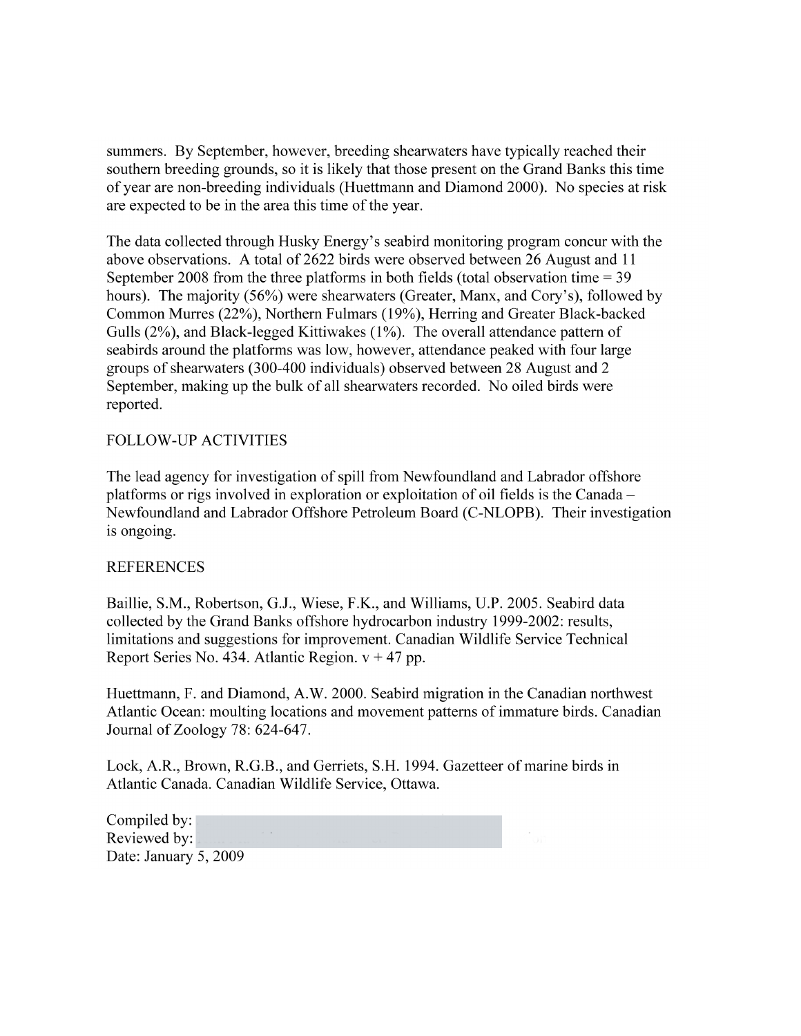summers. By September, however, breeding shearwaters have typically reached their southern breeding grounds, so it is likely that those present on the Grand Banks this time of year are non-breeding individuals (Huettmann and Diamond 2000). No species at risk are expected to be in the area this time of the year.

The data collected through Husky Energy's seabird monitoring program concur with the above observations. A total of 2622 birds were observed between 26 August and 11 September 2008 from the three platforms in both fields (total observation time = 39 hours). The majority (56%) were shearwaters (Greater, Manx, and Cory's), followed by Common Murres (22%), Northern Fulmars (19%), Herring and Greater Black-backed Gulls (2%), and Black-legged Kittiwakes (1%). The overall attendance pattern of seabirds around the platforms was low, however, attendance peaked with four large groups of shearwaters (300-400 individuals) observed between 28 August and 2 September, making up the bulk of all shearwaters recorded. No oiled birds were reported.

## FOLLOW-UP ACTIVITIES

The lead agency for investigation of spill from Newfoundland and Labrador offshore platforms or rigs involved in exploration or exploitation of oil fields is the Canada – Newfoundland and Labrador Offshore Petroleum Board (C-NLOPB). Their investigation is ongoing.

## REFERENCES

Baillie, S.M., Robertson, G.J., Wiese, F.K., and Williams, U.P. 2005. Seabird data collected by the Grand Banks offshore hydrocarbon industry 1999-2002: results, limitations and suggestions for improvement. Canadian Wildlife Service Technical Report Series No. 434. Atlantic Region. v + 47 pp.

Huettmann, F. and Diamond, A.W. 2000. Seabird migration in the Canadian northwest Atlantic Ocean: moulting locations and movement patterns of immature birds. Canadian Journal of Zoology 78: 624-647.

Lock, A.R., Brown, R.G.B., and Gerriets, S.H. 1994. Gazetteer of marine birds in Atlantic Canada. Canadian Wildlife Service, Ottawa.

Compiled by:
Reviewed by:
Date: January 5, 2009